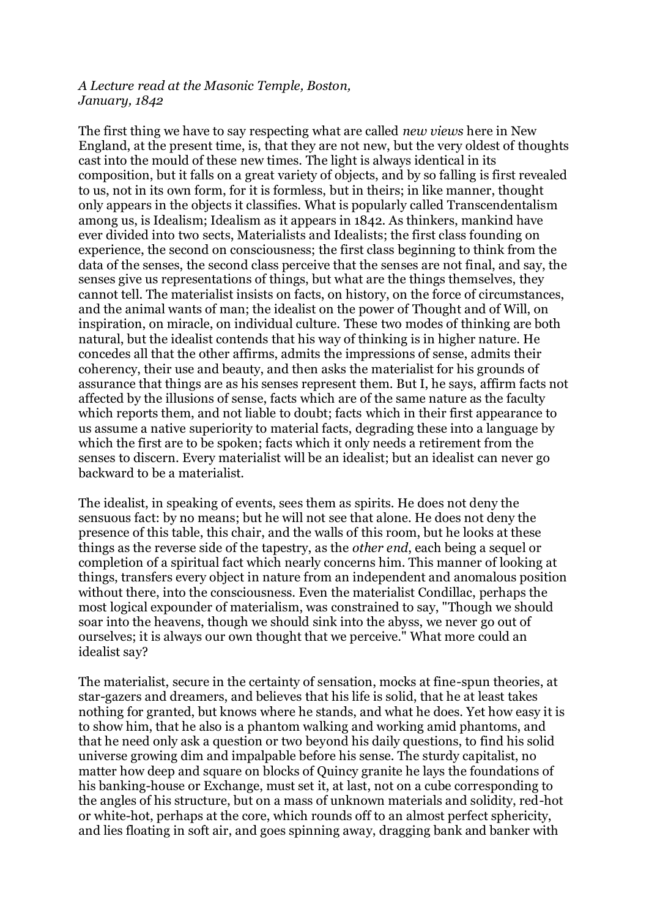*A Lecture read at the Masonic Temple, Boston, January, 1842*

The first thing we have to say respecting what are called *new views* here in New England, at the present time, is, that they are not new, but the very oldest of thoughts cast into the mould of these new times. The light is always identical in its composition, but it falls on a great variety of objects, and by so falling is first revealed to us, not in its own form, for it is formless, but in theirs; in like manner, thought only appears in the objects it classifies. What is popularly called Transcendentalism among us, is Idealism; Idealism as it appears in 1842. As thinkers, mankind have ever divided into two sects, Materialists and Idealists; the first class founding on experience, the second on consciousness; the first class beginning to think from the data of the senses, the second class perceive that the senses are not final, and say, the senses give us representations of things, but what are the things themselves, they cannot tell. The materialist insists on facts, on history, on the force of circumstances, and the animal wants of man; the idealist on the power of Thought and of Will, on inspiration, on miracle, on individual culture. These two modes of thinking are both natural, but the idealist contends that his way of thinking is in higher nature. He concedes all that the other affirms, admits the impressions of sense, admits their coherency, their use and beauty, and then asks the materialist for his grounds of assurance that things are as his senses represent them. But I, he says, affirm facts not affected by the illusions of sense, facts which are of the same nature as the faculty which reports them, and not liable to doubt; facts which in their first appearance to us assume a native superiority to material facts, degrading these into a language by which the first are to be spoken; facts which it only needs a retirement from the senses to discern. Every materialist will be an idealist; but an idealist can never go backward to be a materialist.

The idealist, in speaking of events, sees them as spirits. He does not deny the sensuous fact: by no means; but he will not see that alone. He does not deny the presence of this table, this chair, and the walls of this room, but he looks at these things as the reverse side of the tapestry, as the *other end*, each being a sequel or completion of a spiritual fact which nearly concerns him. This manner of looking at things, transfers every object in nature from an independent and anomalous position without there, into the consciousness. Even the materialist Condillac, perhaps the most logical expounder of materialism, was constrained to say, "Though we should soar into the heavens, though we should sink into the abyss, we never go out of ourselves; it is always our own thought that we perceive." What more could an idealist say?

The materialist, secure in the certainty of sensation, mocks at fine-spun theories, at star-gazers and dreamers, and believes that his life is solid, that he at least takes nothing for granted, but knows where he stands, and what he does. Yet how easy it is to show him, that he also is a phantom walking and working amid phantoms, and that he need only ask a question or two beyond his daily questions, to find his solid universe growing dim and impalpable before his sense. The sturdy capitalist, no matter how deep and square on blocks of Quincy granite he lays the foundations of his banking-house or Exchange, must set it, at last, not on a cube corresponding to the angles of his structure, but on a mass of unknown materials and solidity, red-hot or white-hot, perhaps at the core, which rounds off to an almost perfect sphericity, and lies floating in soft air, and goes spinning away, dragging bank and banker with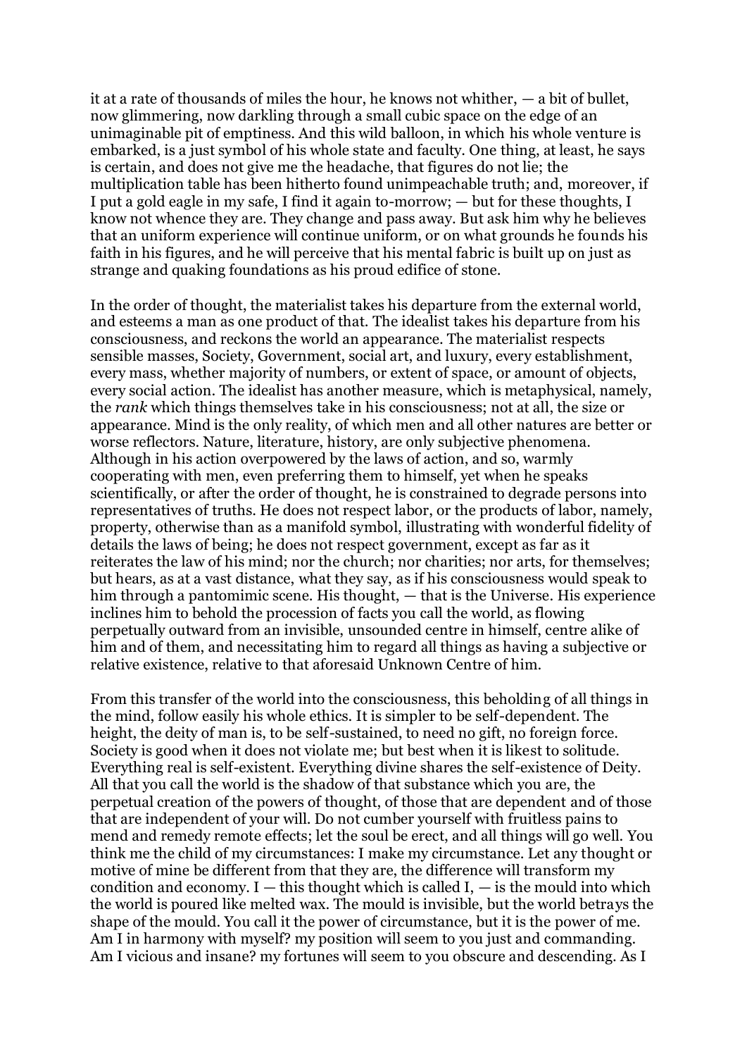it at a rate of thousands of miles the hour, he knows not whither, — a bit of bullet, now glimmering, now darkling through a small cubic space on the edge of an unimaginable pit of emptiness. And this wild balloon, in which his whole venture is embarked, is a just symbol of his whole state and faculty. One thing, at least, he says is certain, and does not give me the headache, that figures do not lie; the multiplication table has been hitherto found unimpeachable truth; and, moreover, if I put a gold eagle in my safe, I find it again to-morrow; — but for these thoughts, I know not whence they are. They change and pass away. But ask him why he believes that an uniform experience will continue uniform, or on what grounds he founds his faith in his figures, and he will perceive that his mental fabric is built up on just as strange and quaking foundations as his proud edifice of stone.

In the order of thought, the materialist takes his departure from the external world, and esteems a man as one product of that. The idealist takes his departure from his consciousness, and reckons the world an appearance. The materialist respects sensible masses, Society, Government, social art, and luxury, every establishment, every mass, whether majority of numbers, or extent of space, or amount of objects, every social action. The idealist has another measure, which is metaphysical, namely, the *rank* which things themselves take in his consciousness; not at all, the size or appearance. Mind is the only reality, of which men and all other natures are better or worse reflectors. Nature, literature, history, are only subjective phenomena. Although in his action overpowered by the laws of action, and so, warmly cooperating with men, even preferring them to himself, yet when he speaks scientifically, or after the order of thought, he is constrained to degrade persons into representatives of truths. He does not respect labor, or the products of labor, namely, property, otherwise than as a manifold symbol, illustrating with wonderful fidelity of details the laws of being; he does not respect government, except as far as it reiterates the law of his mind; nor the church; nor charities; nor arts, for themselves; but hears, as at a vast distance, what they say, as if his consciousness would speak to him through a pantomimic scene. His thought, — that is the Universe. His experience inclines him to behold the procession of facts you call the world, as flowing perpetually outward from an invisible, unsounded centre in himself, centre alike of him and of them, and necessitating him to regard all things as having a subjective or relative existence, relative to that aforesaid Unknown Centre of him.

From this transfer of the world into the consciousness, this beholding of all things in the mind, follow easily his whole ethics. It is simpler to be self-dependent. The height, the deity of man is, to be self-sustained, to need no gift, no foreign force. Society is good when it does not violate me; but best when it is likest to solitude. Everything real is self-existent. Everything divine shares the self-existence of Deity. All that you call the world is the shadow of that substance which you are, the perpetual creation of the powers of thought, of those that are dependent and of those that are independent of your will. Do not cumber yourself with fruitless pains to mend and remedy remote effects; let the soul be erect, and all things will go well. You think me the child of my circumstances: I make my circumstance. Let any thought or motive of mine be different from that they are, the difference will transform my condition and economy. I — this thought which is called I, — is the mould into which the world is poured like melted wax. The mould is invisible, but the world betrays the shape of the mould. You call it the power of circumstance, but it is the power of me. Am I in harmony with myself? my position will seem to you just and commanding. Am I vicious and insane? my fortunes will seem to you obscure and descending. As I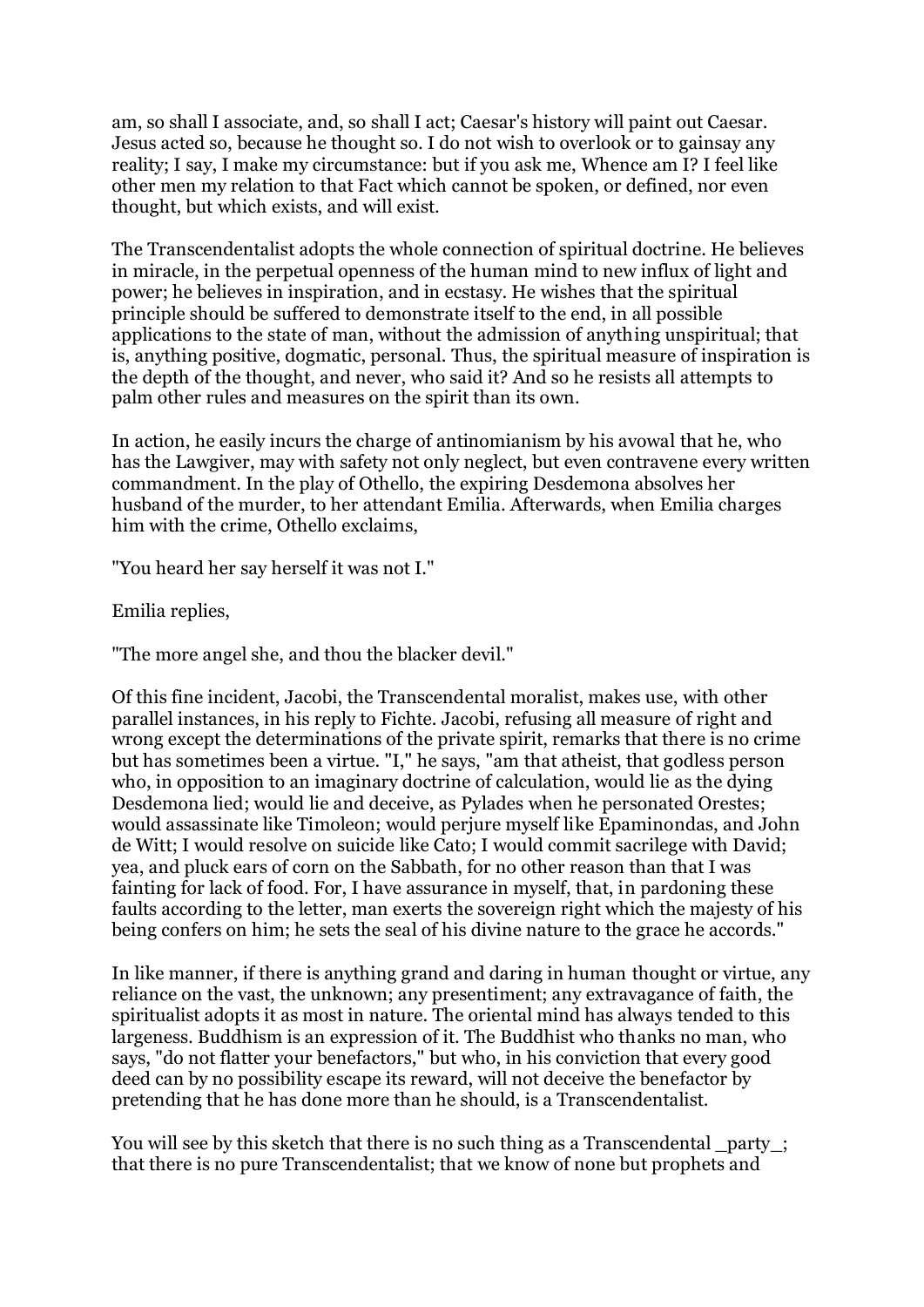am, so shall I associate, and, so shall I act; Caesar's history will paint out Caesar. Jesus acted so, because he thought so. I do not wish to overlook or to gainsay any reality; I say, I make my circumstance: but if you ask me, Whence am I? I feel like other men my relation to that Fact which cannot be spoken, or defined, nor even thought, but which exists, and will exist.

The Transcendentalist adopts the whole connection of spiritual doctrine. He believes in miracle, in the perpetual openness of the human mind to new influx of light and power; he believes in inspiration, and in ecstasy. He wishes that the spiritual principle should be suffered to demonstrate itself to the end, in all possible applications to the state of man, without the admission of anything unspiritual; that is, anything positive, dogmatic, personal. Thus, the spiritual measure of inspiration is the depth of the thought, and never, who said it? And so he resists all attempts to palm other rules and measures on the spirit than its own.

In action, he easily incurs the charge of antinomianism by his avowal that he, who has the Lawgiver, may with safety not only neglect, but even contravene every written commandment. In the play of Othello, the expiring Desdemona absolves her husband of the murder, to her attendant Emilia. Afterwards, when Emilia charges him with the crime, Othello exclaims,

"You heard her say herself it was not I."

Emilia replies,

"The more angel she, and thou the blacker devil."

Of this fine incident, Jacobi, the Transcendental moralist, makes use, with other parallel instances, in his reply to Fichte. Jacobi, refusing all measure of right and wrong except the determinations of the private spirit, remarks that there is no crime but has sometimes been a virtue. "I," he says, "am that atheist, that godless person who, in opposition to an imaginary doctrine of calculation, would lie as the dying Desdemona lied; would lie and deceive, as Pylades when he personated Orestes; would assassinate like Timoleon; would perjure myself like Epaminondas, and John de Witt; I would resolve on suicide like Cato; I would commit sacrilege with David; yea, and pluck ears of corn on the Sabbath, for no other reason than that I was fainting for lack of food. For, I have assurance in myself, that, in pardoning these faults according to the letter, man exerts the sovereign right which the majesty of his being confers on him; he sets the seal of his divine nature to the grace he accords."

In like manner, if there is anything grand and daring in human thought or virtue, any reliance on the vast, the unknown; any presentiment; any extravagance of faith, the spiritualist adopts it as most in nature. The oriental mind has always tended to this largeness. Buddhism is an expression of it. The Buddhist who thanks no man, who says, "do not flatter your benefactors," but who, in his conviction that every good deed can by no possibility escape its reward, will not deceive the benefactor by pretending that he has done more than he should, is a Transcendentalist.

You will see by this sketch that there is no such thing as a Transcendental _party_; that there is no pure Transcendentalist; that we know of none but prophets and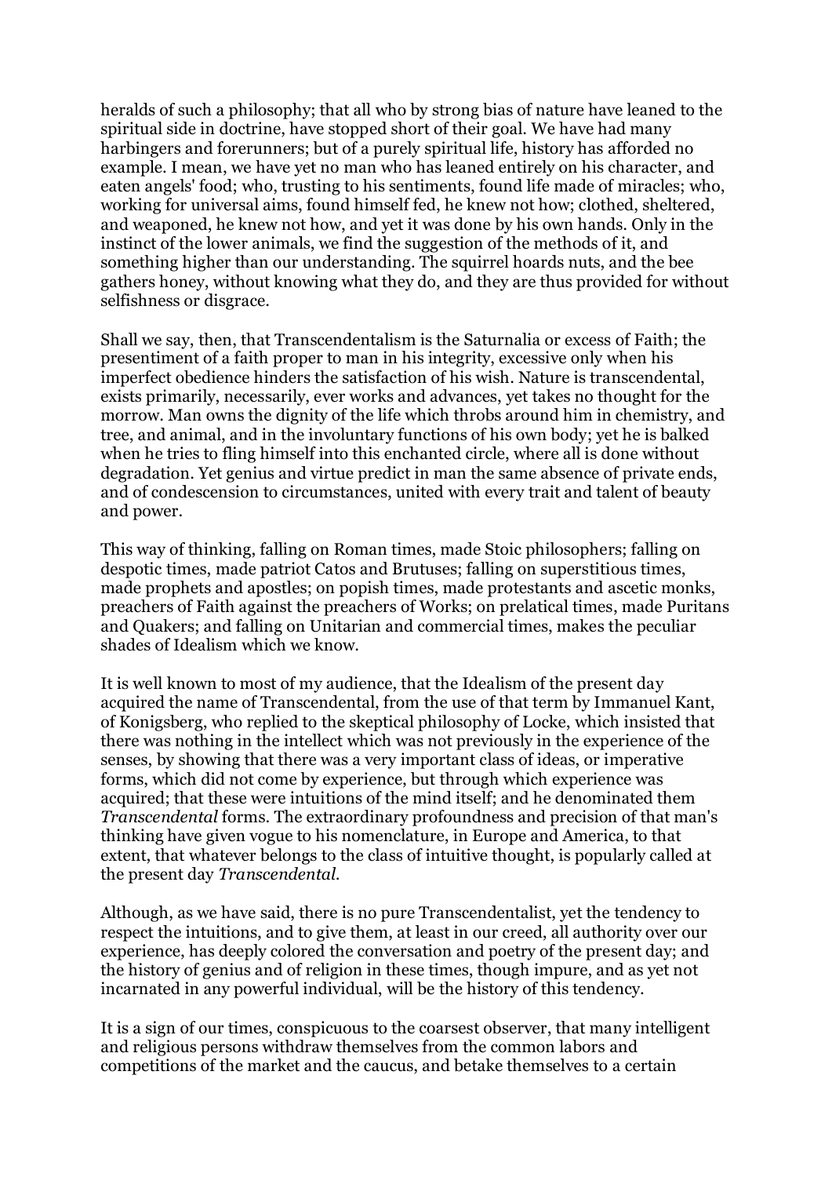heralds of such a philosophy; that all who by strong bias of nature have leaned to the spiritual side in doctrine, have stopped short of their goal. We have had many harbingers and forerunners; but of a purely spiritual life, history has afforded no example. I mean, we have yet no man who has leaned entirely on his character, and eaten angels' food; who, trusting to his sentiments, found life made of miracles; who, working for universal aims, found himself fed, he knew not how; clothed, sheltered, and weaponed, he knew not how, and yet it was done by his own hands. Only in the instinct of the lower animals, we find the suggestion of the methods of it, and something higher than our understanding. The squirrel hoards nuts, and the bee gathers honey, without knowing what they do, and they are thus provided for without selfishness or disgrace.

Shall we say, then, that Transcendentalism is the Saturnalia or excess of Faith; the presentiment of a faith proper to man in his integrity, excessive only when his imperfect obedience hinders the satisfaction of his wish. Nature is transcendental, exists primarily, necessarily, ever works and advances, yet takes no thought for the morrow. Man owns the dignity of the life which throbs around him in chemistry, and tree, and animal, and in the involuntary functions of his own body; yet he is balked when he tries to fling himself into this enchanted circle, where all is done without degradation. Yet genius and virtue predict in man the same absence of private ends, and of condescension to circumstances, united with every trait and talent of beauty and power.

This way of thinking, falling on Roman times, made Stoic philosophers; falling on despotic times, made patriot Catos and Brutuses; falling on superstitious times, made prophets and apostles; on popish times, made protestants and ascetic monks, preachers of Faith against the preachers of Works; on prelatical times, made Puritans and Quakers; and falling on Unitarian and commercial times, makes the peculiar shades of Idealism which we know.

It is well known to most of my audience, that the Idealism of the present day acquired the name of Transcendental, from the use of that term by Immanuel Kant, of Konigsberg, who replied to the skeptical philosophy of Locke, which insisted that there was nothing in the intellect which was not previously in the experience of the senses, by showing that there was a very important class of ideas, or imperative forms, which did not come by experience, but through which experience was acquired; that these were intuitions of the mind itself; and he denominated them *Transcendental* forms. The extraordinary profoundness and precision of that man's thinking have given vogue to his nomenclature, in Europe and America, to that extent, that whatever belongs to the class of intuitive thought, is popularly called at the present day *Transcendental*.

Although, as we have said, there is no pure Transcendentalist, yet the tendency to respect the intuitions, and to give them, at least in our creed, all authority over our experience, has deeply colored the conversation and poetry of the present day; and the history of genius and of religion in these times, though impure, and as yet not incarnated in any powerful individual, will be the history of this tendency.

It is a sign of our times, conspicuous to the coarsest observer, that many intelligent and religious persons withdraw themselves from the common labors and competitions of the market and the caucus, and betake themselves to a certain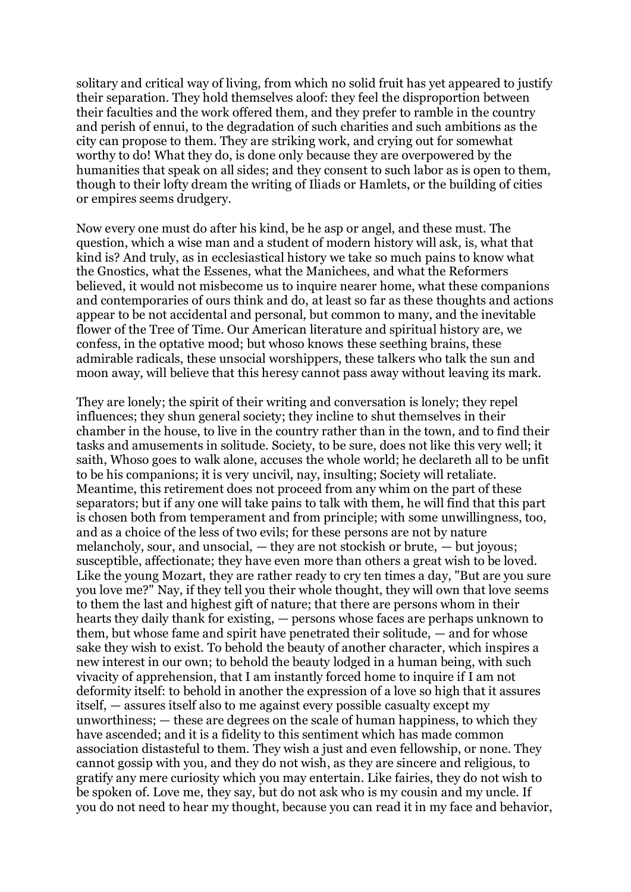solitary and critical way of living, from which no solid fruit has yet appeared to justify their separation. They hold themselves aloof: they feel the disproportion between their faculties and the work offered them, and they prefer to ramble in the country and perish of ennui, to the degradation of such charities and such ambitions as the city can propose to them. They are striking work, and crying out for somewhat worthy to do! What they do, is done only because they are overpowered by the humanities that speak on all sides; and they consent to such labor as is open to them, though to their lofty dream the writing of Iliads or Hamlets, or the building of cities or empires seems drudgery.

Now every one must do after his kind, be he asp or angel, and these must. The question, which a wise man and a student of modern history will ask, is, what that kind is? And truly, as in ecclesiastical history we take so much pains to know what the Gnostics, what the Essenes, what the Manichees, and what the Reformers believed, it would not misbecome us to inquire nearer home, what these companions and contemporaries of ours think and do, at least so far as these thoughts and actions appear to be not accidental and personal, but common to many, and the inevitable flower of the Tree of Time. Our American literature and spiritual history are, we confess, in the optative mood; but whoso knows these seething brains, these admirable radicals, these unsocial worshippers, these talkers who talk the sun and moon away, will believe that this heresy cannot pass away without leaving its mark.

They are lonely; the spirit of their writing and conversation is lonely; they repel influences; they shun general society; they incline to shut themselves in their chamber in the house, to live in the country rather than in the town, and to find their tasks and amusements in solitude. Society, to be sure, does not like this very well; it saith, Whoso goes to walk alone, accuses the whole world; he declareth all to be unfit to be his companions; it is very uncivil, nay, insulting; Society will retaliate. Meantime, this retirement does not proceed from any whim on the part of these separators; but if any one will take pains to talk with them, he will find that this part is chosen both from temperament and from principle; with some unwillingness, too, and as a choice of the less of two evils; for these persons are not by nature melancholy, sour, and unsocial, — they are not stockish or brute, — but joyous; susceptible, affectionate; they have even more than others a great wish to be loved. Like the young Mozart, they are rather ready to cry ten times a day, "But are you sure you love me?" Nay, if they tell you their whole thought, they will own that love seems to them the last and highest gift of nature; that there are persons whom in their hearts they daily thank for existing, — persons whose faces are perhaps unknown to them, but whose fame and spirit have penetrated their solitude, — and for whose sake they wish to exist. To behold the beauty of another character, which inspires a new interest in our own; to behold the beauty lodged in a human being, with such vivacity of apprehension, that I am instantly forced home to inquire if I am not deformity itself: to behold in another the expression of a love so high that it assures itself, — assures itself also to me against every possible casualty except my unworthiness; — these are degrees on the scale of human happiness, to which they have ascended; and it is a fidelity to this sentiment which has made common association distasteful to them. They wish a just and even fellowship, or none. They cannot gossip with you, and they do not wish, as they are sincere and religious, to gratify any mere curiosity which you may entertain. Like fairies, they do not wish to be spoken of. Love me, they say, but do not ask who is my cousin and my uncle. If you do not need to hear my thought, because you can read it in my face and behavior,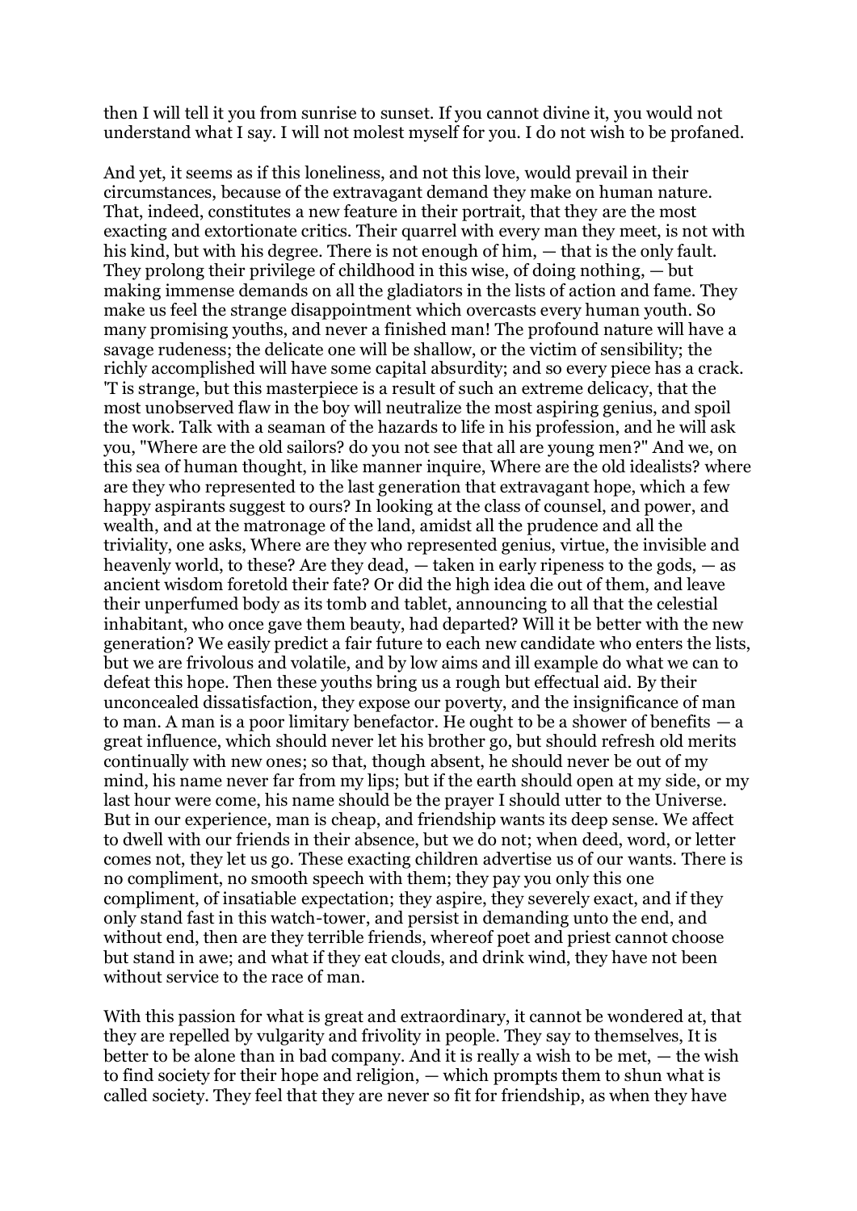then I will tell it you from sunrise to sunset. If you cannot divine it, you would not understand what I say. I will not molest myself for you. I do not wish to be profaned.

And yet, it seems as if this loneliness, and not this love, would prevail in their circumstances, because of the extravagant demand they make on human nature. That, indeed, constitutes a new feature in their portrait, that they are the most exacting and extortionate critics. Their quarrel with every man they meet, is not with his kind, but with his degree. There is not enough of him, — that is the only fault. They prolong their privilege of childhood in this wise, of doing nothing, — but making immense demands on all the gladiators in the lists of action and fame. They make us feel the strange disappointment which overcasts every human youth. So many promising youths, and never a finished man! The profound nature will have a savage rudeness; the delicate one will be shallow, or the victim of sensibility; the richly accomplished will have some capital absurdity; and so every piece has a crack. 'T is strange, but this masterpiece is a result of such an extreme delicacy, that the most unobserved flaw in the boy will neutralize the most aspiring genius, and spoil the work. Talk with a seaman of the hazards to life in his profession, and he will ask you, "Where are the old sailors? do you not see that all are young men?" And we, on this sea of human thought, in like manner inquire, Where are the old idealists? where are they who represented to the last generation that extravagant hope, which a few happy aspirants suggest to ours? In looking at the class of counsel, and power, and wealth, and at the matronage of the land, amidst all the prudence and all the triviality, one asks, Where are they who represented genius, virtue, the invisible and heavenly world, to these? Are they dead, — taken in early ripeness to the gods, — as ancient wisdom foretold their fate? Or did the high idea die out of them, and leave their unperfumed body as its tomb and tablet, announcing to all that the celestial inhabitant, who once gave them beauty, had departed? Will it be better with the new generation? We easily predict a fair future to each new candidate who enters the lists, but we are frivolous and volatile, and by low aims and ill example do what we can to defeat this hope. Then these youths bring us a rough but effectual aid. By their unconcealed dissatisfaction, they expose our poverty, and the insignificance of man to man. A man is a poor limitary benefactor. He ought to be a shower of benefits — a great influence, which should never let his brother go, but should refresh old merits continually with new ones; so that, though absent, he should never be out of my mind, his name never far from my lips; but if the earth should open at my side, or my last hour were come, his name should be the prayer I should utter to the Universe. But in our experience, man is cheap, and friendship wants its deep sense. We affect to dwell with our friends in their absence, but we do not; when deed, word, or letter comes not, they let us go. These exacting children advertise us of our wants. There is no compliment, no smooth speech with them; they pay you only this one compliment, of insatiable expectation; they aspire, they severely exact, and if they only stand fast in this watch-tower, and persist in demanding unto the end, and without end, then are they terrible friends, whereof poet and priest cannot choose but stand in awe; and what if they eat clouds, and drink wind, they have not been without service to the race of man.

With this passion for what is great and extraordinary, it cannot be wondered at, that they are repelled by vulgarity and frivolity in people. They say to themselves, It is better to be alone than in bad company. And it is really a wish to be met, — the wish to find society for their hope and religion, — which prompts them to shun what is called society. They feel that they are never so fit for friendship, as when they have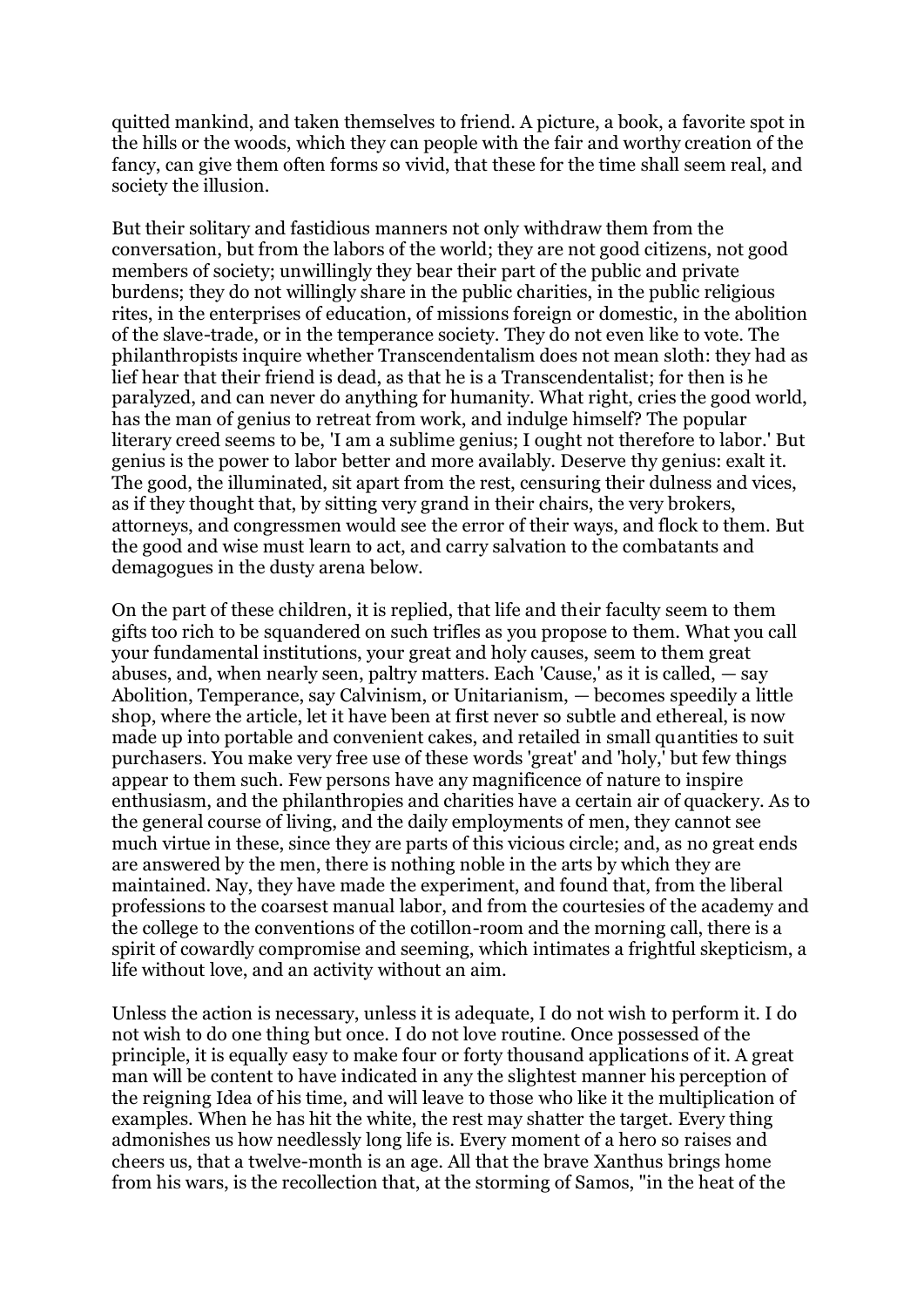quitted mankind, and taken themselves to friend. A picture, a book, a favorite spot in the hills or the woods, which they can people with the fair and worthy creation of the fancy, can give them often forms so vivid, that these for the time shall seem real, and society the illusion.

But their solitary and fastidious manners not only withdraw them from the conversation, but from the labors of the world; they are not good citizens, not good members of society; unwillingly they bear their part of the public and private burdens; they do not willingly share in the public charities, in the public religious rites, in the enterprises of education, of missions foreign or domestic, in the abolition of the slave-trade, or in the temperance society. They do not even like to vote. The philanthropists inquire whether Transcendentalism does not mean sloth: they had as lief hear that their friend is dead, as that he is a Transcendentalist; for then is he paralyzed, and can never do anything for humanity. What right, cries the good world, has the man of genius to retreat from work, and indulge himself? The popular literary creed seems to be, 'I am a sublime genius; I ought not therefore to labor.' But genius is the power to labor better and more availably. Deserve thy genius: exalt it. The good, the illuminated, sit apart from the rest, censuring their dulness and vices, as if they thought that, by sitting very grand in their chairs, the very brokers, attorneys, and congressmen would see the error of their ways, and flock to them. But the good and wise must learn to act, and carry salvation to the combatants and demagogues in the dusty arena below.

On the part of these children, it is replied, that life and their faculty seem to them gifts too rich to be squandered on such trifles as you propose to them. What you call your fundamental institutions, your great and holy causes, seem to them great abuses, and, when nearly seen, paltry matters. Each 'Cause,' as it is called, — say Abolition, Temperance, say Calvinism, or Unitarianism, — becomes speedily a little shop, where the article, let it have been at first never so subtle and ethereal, is now made up into portable and convenient cakes, and retailed in small quantities to suit purchasers. You make very free use of these words 'great' and 'holy,' but few things appear to them such. Few persons have any magnificence of nature to inspire enthusiasm, and the philanthropies and charities have a certain air of quackery. As to the general course of living, and the daily employments of men, they cannot see much virtue in these, since they are parts of this vicious circle; and, as no great ends are answered by the men, there is nothing noble in the arts by which they are maintained. Nay, they have made the experiment, and found that, from the liberal professions to the coarsest manual labor, and from the courtesies of the academy and the college to the conventions of the cotillon-room and the morning call, there is a spirit of cowardly compromise and seeming, which intimates a frightful skepticism, a life without love, and an activity without an aim.

Unless the action is necessary, unless it is adequate, I do not wish to perform it. I do not wish to do one thing but once. I do not love routine. Once possessed of the principle, it is equally easy to make four or forty thousand applications of it. A great man will be content to have indicated in any the slightest manner his perception of the reigning Idea of his time, and will leave to those who like it the multiplication of examples. When he has hit the white, the rest may shatter the target. Every thing admonishes us how needlessly long life is. Every moment of a hero so raises and cheers us, that a twelve-month is an age. All that the brave Xanthus brings home from his wars, is the recollection that, at the storming of Samos, "in the heat of the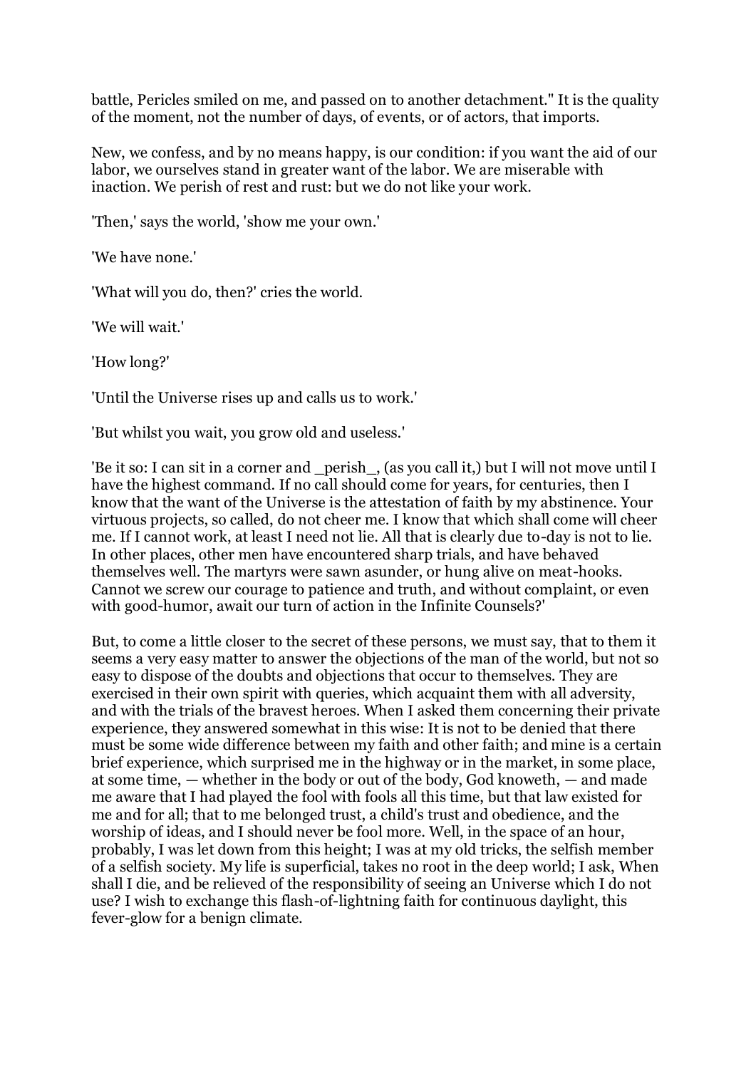battle, Pericles smiled on me, and passed on to another detachment." It is the quality of the moment, not the number of days, of events, or of actors, that imports.

New, we confess, and by no means happy, is our condition: if you want the aid of our labor, we ourselves stand in greater want of the labor. We are miserable with inaction. We perish of rest and rust: but we do not like your work.

'Then,' says the world, 'show me your own.'

'We have none.'

'What will you do, then?' cries the world.

'We will wait.'

'How long?'

'Until the Universe rises up and calls us to work.'

'But whilst you wait, you grow old and useless.'

'Be it so: I can sit in a corner and _perish_, (as you call it,) but I will not move until I have the highest command. If no call should come for years, for centuries, then I know that the want of the Universe is the attestation of faith by my abstinence. Your virtuous projects, so called, do not cheer me. I know that which shall come will cheer me. If I cannot work, at least I need not lie. All that is clearly due to-day is not to lie. In other places, other men have encountered sharp trials, and have behaved themselves well. The martyrs were sawn asunder, or hung alive on meat-hooks. Cannot we screw our courage to patience and truth, and without complaint, or even with good-humor, await our turn of action in the Infinite Counsels?'

But, to come a little closer to the secret of these persons, we must say, that to them it seems a very easy matter to answer the objections of the man of the world, but not so easy to dispose of the doubts and objections that occur to themselves. They are exercised in their own spirit with queries, which acquaint them with all adversity, and with the trials of the bravest heroes. When I asked them concerning their private experience, they answered somewhat in this wise: It is not to be denied that there must be some wide difference between my faith and other faith; and mine is a certain brief experience, which surprised me in the highway or in the market, in some place, at some time, — whether in the body or out of the body, God knoweth, — and made me aware that I had played the fool with fools all this time, but that law existed for me and for all; that to me belonged trust, a child's trust and obedience, and the worship of ideas, and I should never be fool more. Well, in the space of an hour, probably, I was let down from this height; I was at my old tricks, the selfish member of a selfish society. My life is superficial, takes no root in the deep world; I ask, When shall I die, and be relieved of the responsibility of seeing an Universe which I do not use? I wish to exchange this flash-of-lightning faith for continuous daylight, this fever-glow for a benign climate.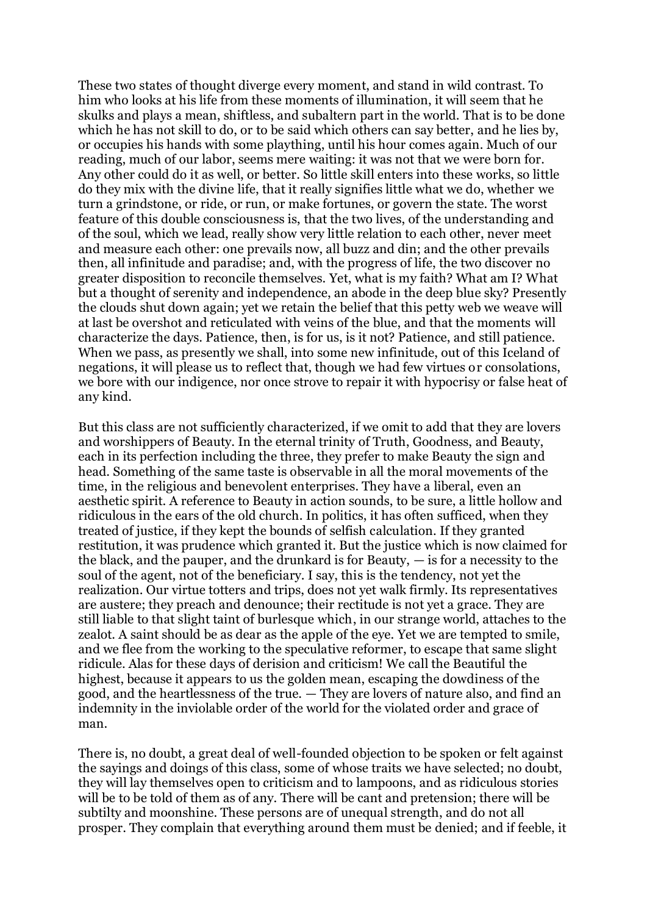These two states of thought diverge every moment, and stand in wild contrast. To him who looks at his life from these moments of illumination, it will seem that he skulks and plays a mean, shiftless, and subaltern part in the world. That is to be done which he has not skill to do, or to be said which others can say better, and he lies by, or occupies his hands with some plaything, until his hour comes again. Much of our reading, much of our labor, seems mere waiting: it was not that we were born for. Any other could do it as well, or better. So little skill enters into these works, so little do they mix with the divine life, that it really signifies little what we do, whether we turn a grindstone, or ride, or run, or make fortunes, or govern the state. The worst feature of this double consciousness is, that the two lives, of the understanding and of the soul, which we lead, really show very little relation to each other, never meet and measure each other: one prevails now, all buzz and din; and the other prevails then, all infinitude and paradise; and, with the progress of life, the two discover no greater disposition to reconcile themselves. Yet, what is my faith? What am I? What but a thought of serenity and independence, an abode in the deep blue sky? Presently the clouds shut down again; yet we retain the belief that this petty web we weave will at last be overshot and reticulated with veins of the blue, and that the moments will characterize the days. Patience, then, is for us, is it not? Patience, and still patience. When we pass, as presently we shall, into some new infinitude, out of this Iceland of negations, it will please us to reflect that, though we had few virtues or consolations, we bore with our indigence, nor once strove to repair it with hypocrisy or false heat of any kind.

But this class are not sufficiently characterized, if we omit to add that they are lovers and worshippers of Beauty. In the eternal trinity of Truth, Goodness, and Beauty, each in its perfection including the three, they prefer to make Beauty the sign and head. Something of the same taste is observable in all the moral movements of the time, in the religious and benevolent enterprises. They have a liberal, even an aesthetic spirit. A reference to Beauty in action sounds, to be sure, a little hollow and ridiculous in the ears of the old church. In politics, it has often sufficed, when they treated of justice, if they kept the bounds of selfish calculation. If they granted restitution, it was prudence which granted it. But the justice which is now claimed for the black, and the pauper, and the drunkard is for Beauty, — is for a necessity to the soul of the agent, not of the beneficiary. I say, this is the tendency, not yet the realization. Our virtue totters and trips, does not yet walk firmly. Its representatives are austere; they preach and denounce; their rectitude is not yet a grace. They are still liable to that slight taint of burlesque which, in our strange world, attaches to the zealot. A saint should be as dear as the apple of the eye. Yet we are tempted to smile, and we flee from the working to the speculative reformer, to escape that same slight ridicule. Alas for these days of derision and criticism! We call the Beautiful the highest, because it appears to us the golden mean, escaping the dowdiness of the good, and the heartlessness of the true. — They are lovers of nature also, and find an indemnity in the inviolable order of the world for the violated order and grace of man.

There is, no doubt, a great deal of well-founded objection to be spoken or felt against the sayings and doings of this class, some of whose traits we have selected; no doubt, they will lay themselves open to criticism and to lampoons, and as ridiculous stories will be to be told of them as of any. There will be cant and pretension; there will be subtilty and moonshine. These persons are of unequal strength, and do not all prosper. They complain that everything around them must be denied; and if feeble, it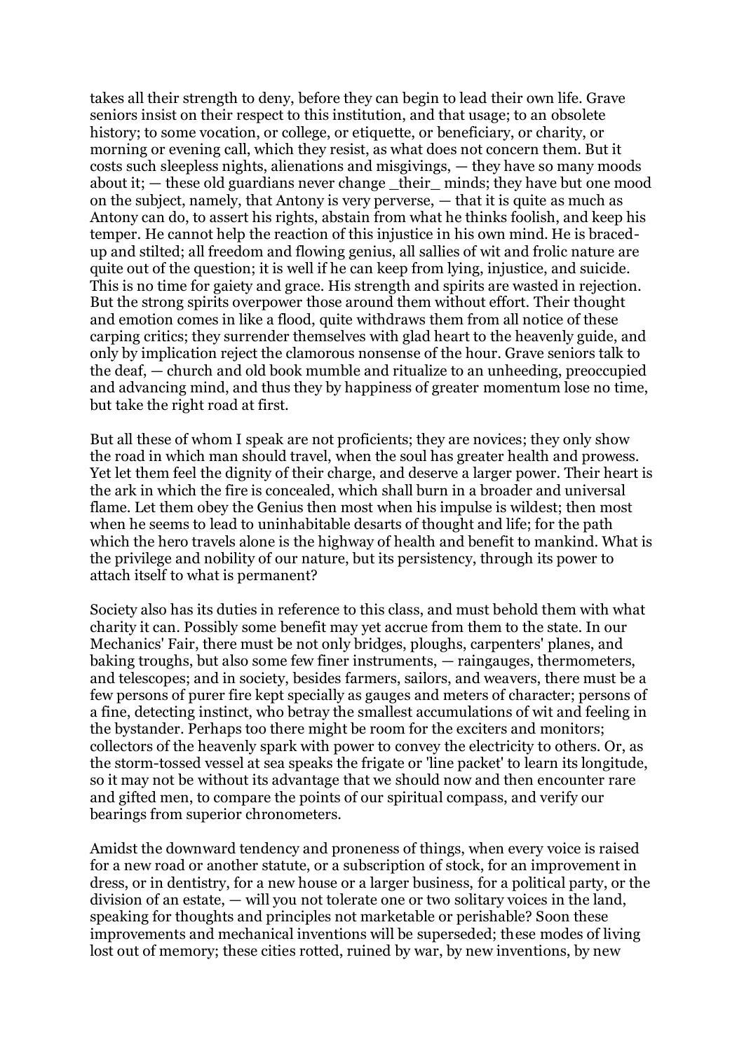takes all their strength to deny, before they can begin to lead their own life. Grave seniors insist on their respect to this institution, and that usage; to an obsolete history; to some vocation, or college, or etiquette, or beneficiary, or charity, or morning or evening call, which they resist, as what does not concern them. But it costs such sleepless nights, alienations and misgivings, — they have so many moods about it; — these old guardians never change _their_ minds; they have but one mood on the subject, namely, that Antony is very perverse, — that it is quite as much as Antony can do, to assert his rights, abstain from what he thinks foolish, and keep his temper. He cannot help the reaction of this injustice in his own mind. He is braced-up and stilted; all freedom and flowing genius, all sallies of wit and frolic nature are quite out of the question; it is well if he can keep from lying, injustice, and suicide. This is no time for gaiety and grace. His strength and spirits are wasted in rejection. But the strong spirits overpower those around them without effort. Their thought and emotion comes in like a flood, quite withdraws them from all notice of these carping critics; they surrender themselves with glad heart to the heavenly guide, and only by implication reject the clamorous nonsense of the hour. Grave seniors talk to the deaf, — church and old book mumble and ritualize to an unheeding, preoccupied and advancing mind, and thus they by happiness of greater momentum lose no time, but take the right road at first.

But all these of whom I speak are not proficients; they are novices; they only show the road in which man should travel, when the soul has greater health and prowess. Yet let them feel the dignity of their charge, and deserve a larger power. Their heart is the ark in which the fire is concealed, which shall burn in a broader and universal flame. Let them obey the Genius then most when his impulse is wildest; then most when he seems to lead to uninhabitable desarts of thought and life; for the path which the hero travels alone is the highway of health and benefit to mankind. What is the privilege and nobility of our nature, but its persistency, through its power to attach itself to what is permanent?

Society also has its duties in reference to this class, and must behold them with what charity it can. Possibly some benefit may yet accrue from them to the state. In our Mechanics' Fair, there must be not only bridges, ploughs, carpenters' planes, and baking troughs, but also some few finer instruments, — raingauges, thermometers, and telescopes; and in society, besides farmers, sailors, and weavers, there must be a few persons of purer fire kept specially as gauges and meters of character; persons of a fine, detecting instinct, who betray the smallest accumulations of wit and feeling in the bystander. Perhaps too there might be room for the exciters and monitors; collectors of the heavenly spark with power to convey the electricity to others. Or, as the storm-tossed vessel at sea speaks the frigate or 'line packet' to learn its longitude, so it may not be without its advantage that we should now and then encounter rare and gifted men, to compare the points of our spiritual compass, and verify our bearings from superior chronometers.

Amidst the downward tendency and proneness of things, when every voice is raised for a new road or another statute, or a subscription of stock, for an improvement in dress, or in dentistry, for a new house or a larger business, for a political party, or the division of an estate, — will you not tolerate one or two solitary voices in the land, speaking for thoughts and principles not marketable or perishable? Soon these improvements and mechanical inventions will be superseded; these modes of living lost out of memory; these cities rotted, ruined by war, by new inventions, by new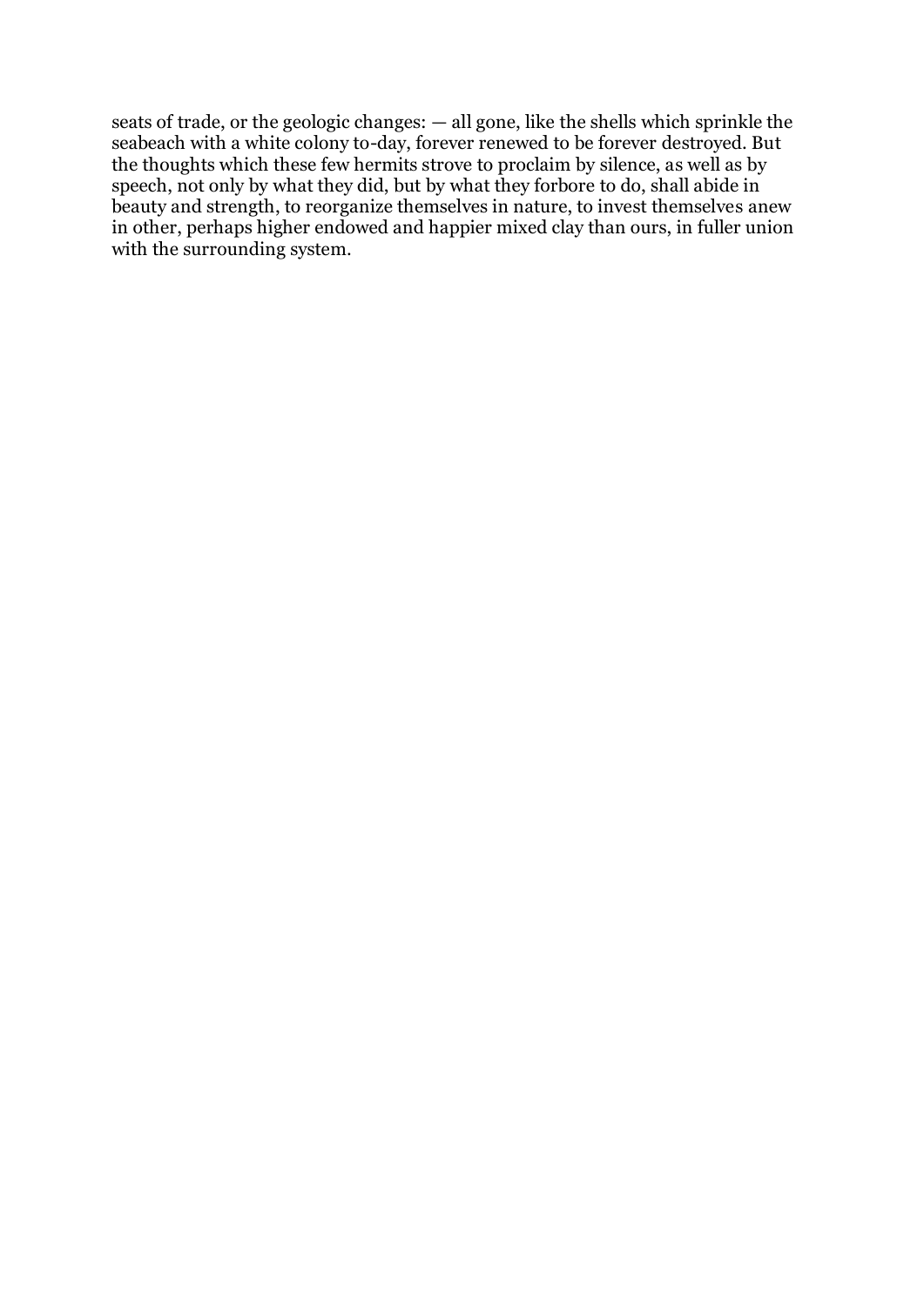seats of trade, or the geologic changes: — all gone, like the shells which sprinkle the seabeach with a white colony to-day, forever renewed to be forever destroyed. But the thoughts which these few hermits strove to proclaim by silence, as well as by speech, not only by what they did, but by what they forbore to do, shall abide in beauty and strength, to reorganize themselves in nature, to invest themselves anew in other, perhaps higher endowed and happier mixed clay than ours, in fuller union with the surrounding system.